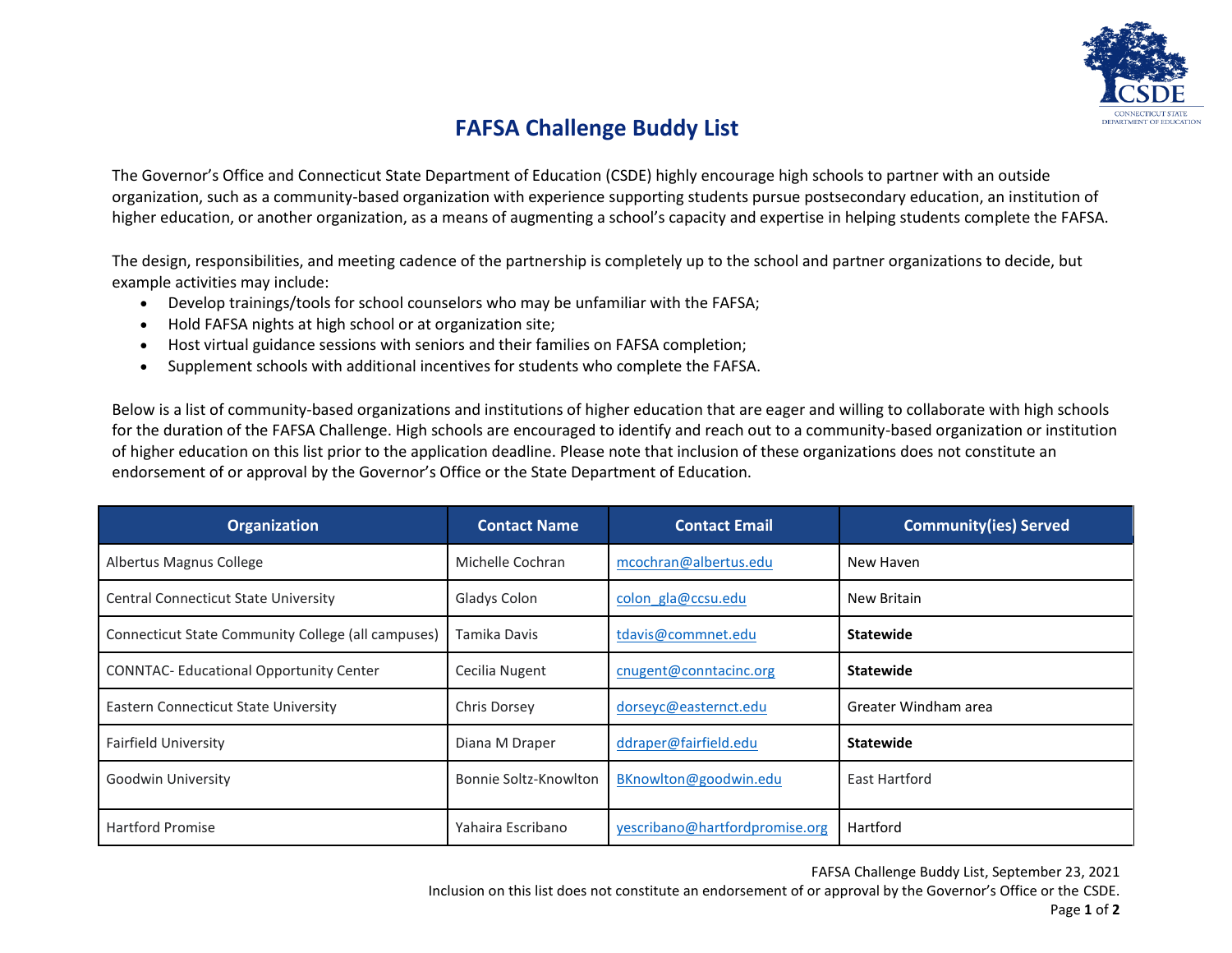# FAFSA Challenge Buddy List

The Governor's Office and Connecticut State Department of Education (CSDE) highly encourage high schools to partner with an outside organization, such as a community-based organization with experience supporting students pursue postsecondary education, an institution of higher education, or another organization, as a means of augmenting a school's capacity and expertise in helping students complete the FAFSA.

The design, responsibilities, and meeting cadence of the partnership is completely up to the school and partner organizations to decide, but example activities may include:

- Develop trainings/tools for school counselors who may be unfamiliar with the FAFSA;
- Hold FAFSA nights at high school or at organization site;
- Host virtual guidance sessions with seniors and their families on FAFSA completion;
- Supplement schools with additional incentives for students who complete the FAFSA.

Below is a list of community-based organizations and institutions of higher education that are eager and willing to collaborate with high schools for the duration of the FAFSA Challenge. High schools are encouraged to identify and reach out to a community-based organization or institution of higher education on this list prior to the application deadline. Please note that inclusion of these organizations does not constitute an endorsement of or approval by the Governor's Office or the State Department of Education.

| Organization | Contact Name | Contact Email | Community(ies) Served |
|---|---|---|---|
| Albertus Magnus College | Michelle Cochran | mcochran@albertus.edu | New Haven |
| Central Connecticut State University | Gladys Colon | colon_gla@ccsu.edu | New Britain |
| Connecticut State Community College (all campuses) | Tamika Davis | tdavis@commnet.edu | **Statewide** |
| CONNTAC- Educational Opportunity Center | Cecilia Nugent | cnugent@conntacinc.org | **Statewide** |
| Eastern Connecticut State University | Chris Dorsey | dorseyc@easternct.edu | Greater Windham area |
| Fairfield University | Diana M Draper | ddraper@fairfield.edu | **Statewide** |
| Goodwin University | Bonnie Soltz-Knowlton | BKnowlton@goodwin.edu | East Hartford |
| Hartford Promise | Yahaira Escribano | yescribano@hartfordpromise.org | Hartford |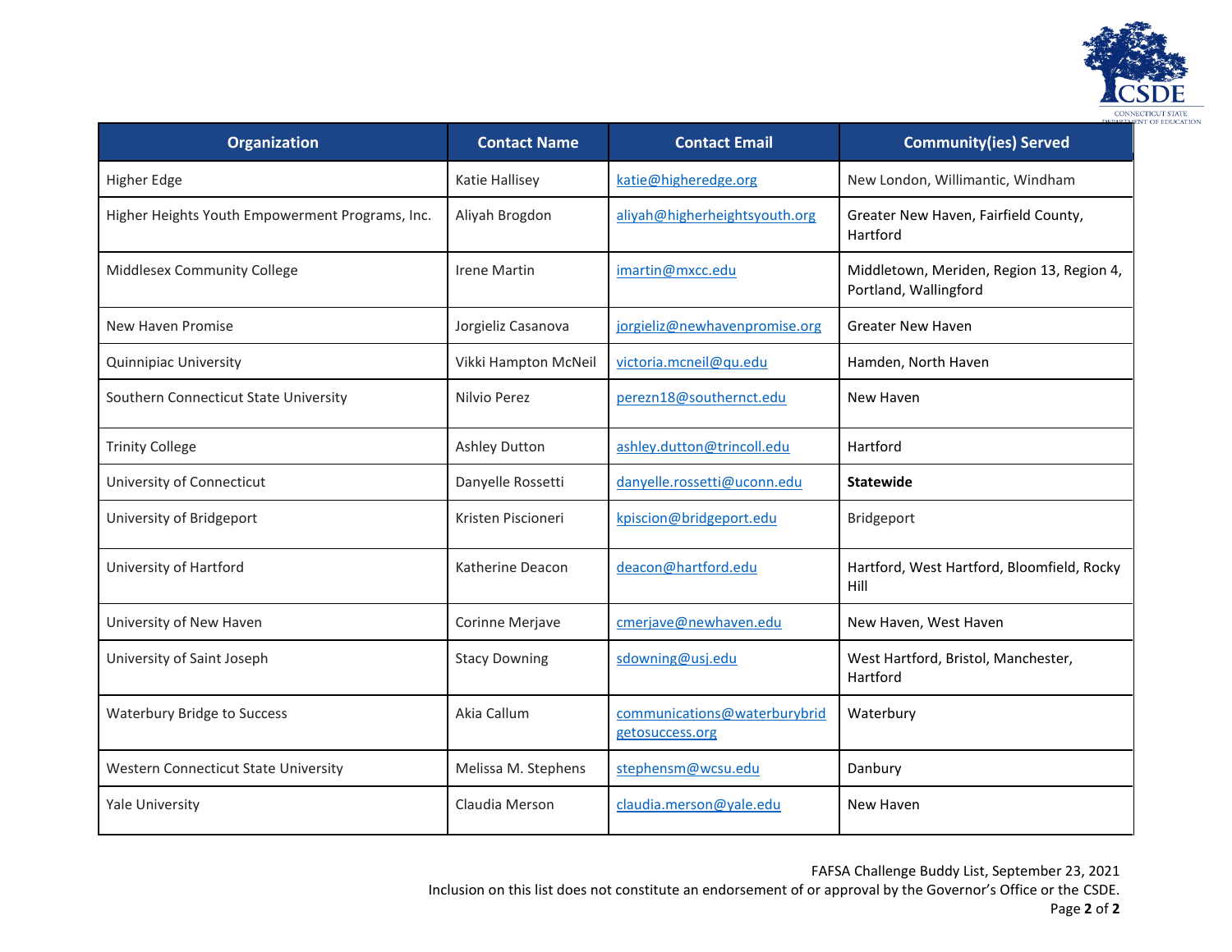| Organization | Contact Name | Contact Email | Community(ies) Served |
|---|---|---|---|
| Higher Edge | Katie Hallisey | katie@higheredge.org | New London, Willimantic, Windham |
| Higher Heights Youth Empowerment Programs, Inc. | Aliyah Brogdon | aliyah@higherheightsyouth.org | Greater New Haven, Fairfield County, Hartford |
| Middlesex Community College | Irene Martin | imartin@mxcc.edu | Middletown, Meriden, Region 13, Region 4, Portland, Wallingford |
| New Haven Promise | Jorgieliz Casanova | jorgieliz@newhavenpromise.org | Greater New Haven |
| Quinnipiac University | Vikki Hampton McNeil | victoria.mcneil@qu.edu | Hamden, North Haven |
| Southern Connecticut State University | Nilvio Perez | perezn18@southernct.edu | New Haven |
| Trinity College | Ashley Dutton | ashley.dutton@trincoll.edu | Hartford |
| University of Connecticut | Danyelle Rossetti | danyelle.rossetti@uconn.edu | **Statewide** |
| University of Bridgeport | Kristen Piscioneri | kpiscion@bridgeport.edu | Bridgeport |
| University of Hartford | Katherine Deacon | deacon@hartford.edu | Hartford, West Hartford, Bloomfield, Rocky Hill |
| University of New Haven | Corinne Merjave | cmerjave@newhaven.edu | New Haven, West Haven |
| University of Saint Joseph | Stacy Downing | sdowning@usj.edu | West Hartford, Bristol, Manchester, Hartford |
| Waterbury Bridge to Success | Akia Callum | communications@waterburybridgetosuccess.org | Waterbury |
| Western Connecticut State University | Melissa M. Stephens | stephensm@wcsu.edu | Danbury |
| Yale University | Claudia Merson | claudia.merson@yale.edu | New Haven |

FAFSA Challenge Buddy List, September 23, 2021

Inclusion on this list does not constitute an endorsement of or approval by the Governor's Office or the CSDE.